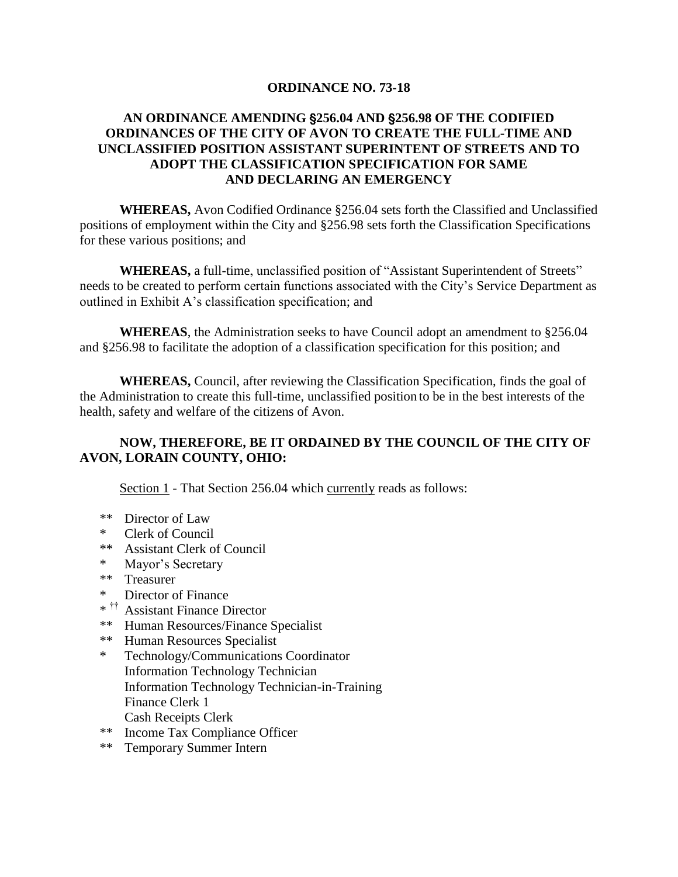**ORDINANCE NO. 73-18**

**AN ORDINANCE AMENDING §256.04 AND §256.98 OF THE CODIFIED ORDINANCES OF THE CITY OF AVON TO CREATE THE FULL-TIME AND UNCLASSIFIED POSITION ASSISTANT SUPERINTENT OF STREETS AND TO ADOPT THE CLASSIFICATION SPECIFICATION FOR SAME AND DECLARING AN EMERGENCY**

**WHEREAS,** Avon Codified Ordinance §256.04 sets forth the Classified and Unclassified positions of employment within the City and §256.98 sets forth the Classification Specifications for these various positions; and

**WHEREAS,** a full-time, unclassified position of "Assistant Superintendent of Streets" needs to be created to perform certain functions associated with the City's Service Department as outlined in Exhibit A's classification specification; and

**WHEREAS**, the Administration seeks to have Council adopt an amendment to §256.04 and §256.98 to facilitate the adoption of a classification specification for this position; and

**WHEREAS,** Council, after reviewing the Classification Specification, finds the goal of the Administration to create this full-time, unclassified position to be in the best interests of the health, safety and welfare of the citizens of Avon.

**NOW, THEREFORE, BE IT ORDAINED BY THE COUNCIL OF THE CITY OF AVON, LORAIN COUNTY, OHIO:**

Section 1 - That Section 256.04 which currently reads as follows:

** Director of Law
* Clerk of Council
** Assistant Clerk of Council
* Mayor's Secretary
** Treasurer
* Director of Finance
* †† Assistant Finance Director
** Human Resources/Finance Specialist
** Human Resources Specialist
* Technology/Communications Coordinator
Information Technology Technician
Information Technology Technician-in-Training
Finance Clerk 1
Cash Receipts Clerk
** Income Tax Compliance Officer
** Temporary Summer Intern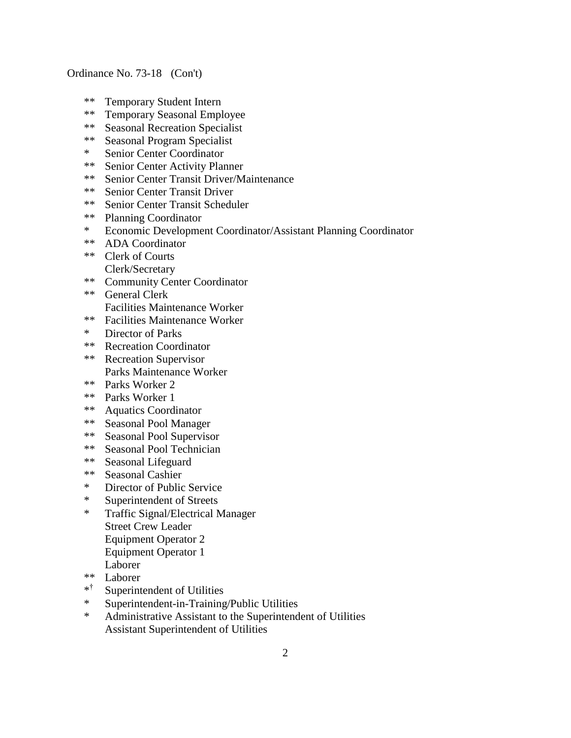** Temporary Student Intern
** Temporary Seasonal Employee
** Seasonal Recreation Specialist
** Seasonal Program Specialist
* Senior Center Coordinator
** Senior Center Activity Planner
** Senior Center Transit Driver/Maintenance
** Senior Center Transit Driver
** Senior Center Transit Scheduler
** Planning Coordinator
* Economic Development Coordinator/Assistant Planning Coordinator
** ADA Coordinator
** Clerk of Courts
Clerk/Secretary
** Community Center Coordinator
** General Clerk
Facilities Maintenance Worker
** Facilities Maintenance Worker
* Director of Parks
** Recreation Coordinator
** Recreation Supervisor
Parks Maintenance Worker
** Parks Worker 2
** Parks Worker 1
** Aquatics Coordinator
** Seasonal Pool Manager
** Seasonal Pool Supervisor
** Seasonal Pool Technician
** Seasonal Lifeguard
** Seasonal Cashier
* Director of Public Service
* Superintendent of Streets
* Traffic Signal/Electrical Manager
Street Crew Leader
Equipment Operator 2
Equipment Operator 1
Laborer
** Laborer
*[†] Superintendent of Utilities
* Superintendent-in-Training/Public Utilities
* Administrative Assistant to the Superintendent of Utilities
Assistant Superintendent of Utilities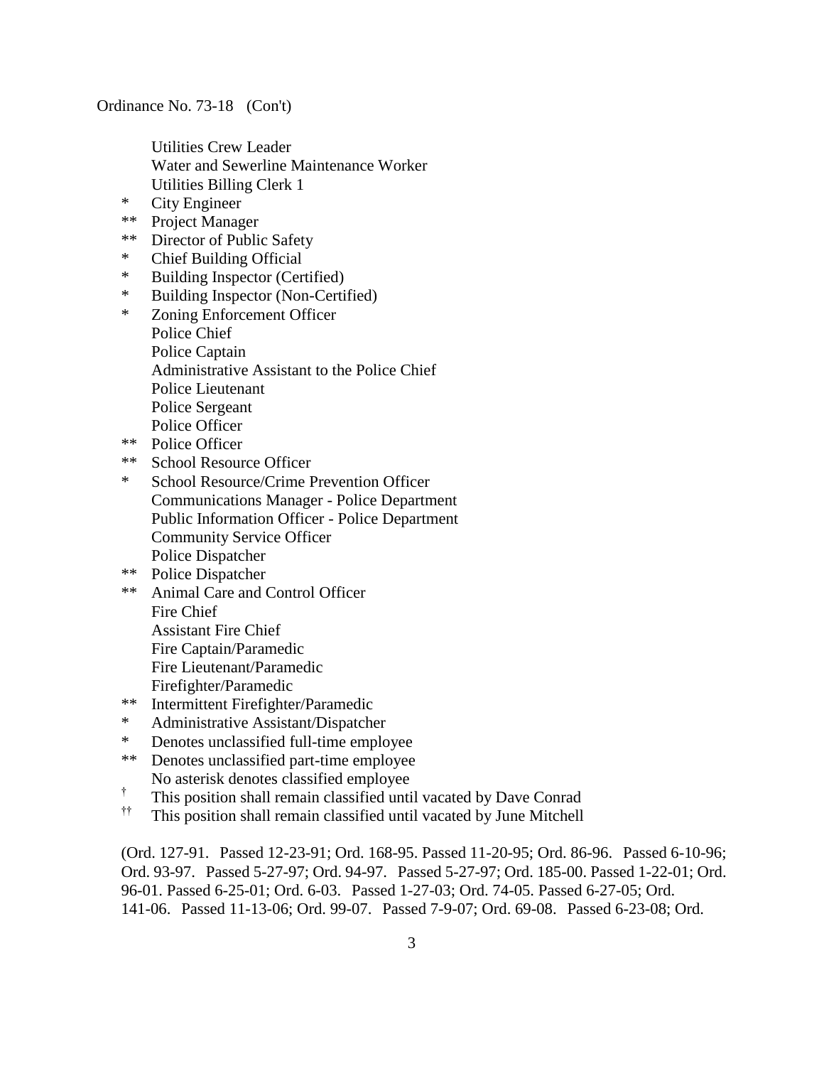Ordinance No. 73-18 (Con't)

Utilities Crew Leader
Water and Sewerline Maintenance Worker
Utilities Billing Clerk 1
\* City Engineer
\*\* Project Manager
\*\* Director of Public Safety
\* Chief Building Official
\* Building Inspector (Certified)
\* Building Inspector (Non-Certified)
\* Zoning Enforcement Officer
Police Chief
Police Captain
Administrative Assistant to the Police Chief
Police Lieutenant
Police Sergeant
Police Officer
\*\* Police Officer
\*\* School Resource Officer
\* School Resource/Crime Prevention Officer
Communications Manager - Police Department
Public Information Officer - Police Department
Community Service Officer
Police Dispatcher
\*\* Police Dispatcher
\*\* Animal Care and Control Officer
Fire Chief
Assistant Fire Chief
Fire Captain/Paramedic
Fire Lieutenant/Paramedic
Firefighter/Paramedic
\*\* Intermittent Firefighter/Paramedic
\* Administrative Assistant/Dispatcher
\* Denotes unclassified full-time employee
\*\* Denotes unclassified part-time employee
No asterisk denotes classified employee
† This position shall remain classified until vacated by Dave Conrad
†† This position shall remain classified until vacated by June Mitchell

(Ord. 127-91. Passed 12-23-91; Ord. 168-95. Passed 11-20-95; Ord. 86-96. Passed 6-10-96; Ord. 93-97. Passed 5-27-97; Ord. 94-97. Passed 5-27-97; Ord. 185-00. Passed 1-22-01; Ord. 96-01. Passed 6-25-01; Ord. 6-03. Passed 1-27-03; Ord. 74-05. Passed 6-27-05; Ord. 141-06. Passed 11-13-06; Ord. 99-07. Passed 7-9-07; Ord. 69-08. Passed 6-23-08; Ord.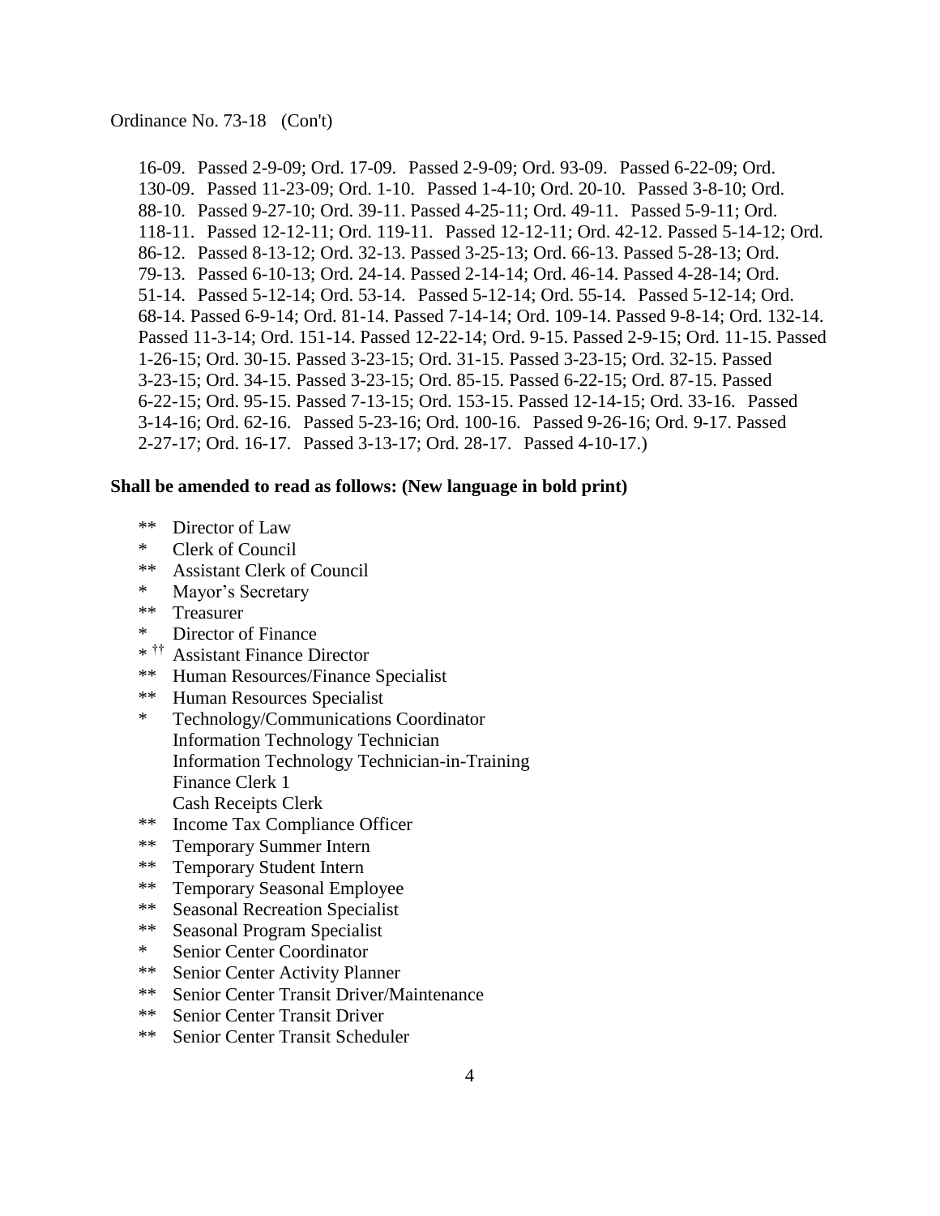Ordinance No. 73-18 (Con't)

16-09. Passed 2-9-09; Ord. 17-09. Passed 2-9-09; Ord. 93-09. Passed 6-22-09; Ord. 130-09. Passed 11-23-09; Ord. 1-10. Passed 1-4-10; Ord. 20-10. Passed 3-8-10; Ord. 88-10. Passed 9-27-10; Ord. 39-11. Passed 4-25-11; Ord. 49-11. Passed 5-9-11; Ord. 118-11. Passed 12-12-11; Ord. 119-11. Passed 12-12-11; Ord. 42-12. Passed 5-14-12; Ord. 86-12. Passed 8-13-12; Ord. 32-13. Passed 3-25-13; Ord. 66-13. Passed 5-28-13; Ord. 79-13. Passed 6-10-13; Ord. 24-14. Passed 2-14-14; Ord. 46-14. Passed 4-28-14; Ord. 51-14. Passed 5-12-14; Ord. 53-14. Passed 5-12-14; Ord. 55-14. Passed 5-12-14; Ord. 68-14. Passed 6-9-14; Ord. 81-14. Passed 7-14-14; Ord. 109-14. Passed 9-8-14; Ord. 132-14. Passed 11-3-14; Ord. 151-14. Passed 12-22-14; Ord. 9-15. Passed 2-9-15; Ord. 11-15. Passed 1-26-15; Ord. 30-15. Passed 3-23-15; Ord. 31-15. Passed 3-23-15; Ord. 32-15. Passed 3-23-15; Ord. 34-15. Passed 3-23-15; Ord. 85-15. Passed 6-22-15; Ord. 87-15. Passed 6-22-15; Ord. 95-15. Passed 7-13-15; Ord. 153-15. Passed 12-14-15; Ord. 33-16. Passed 3-14-16; Ord. 62-16. Passed 5-23-16; Ord. 100-16. Passed 9-26-16; Ord. 9-17. Passed 2-27-17; Ord. 16-17. Passed 3-13-17; Ord. 28-17. Passed 4-10-17.)

**Shall be amended to read as follows: (New language in bold print)**

** Director of Law
* Clerk of Council
** Assistant Clerk of Council
* Mayor's Secretary
** Treasurer
* Director of Finance
* †† Assistant Finance Director
** Human Resources/Finance Specialist
** Human Resources Specialist
* Technology/Communications Coordinator
Information Technology Technician
Information Technology Technician-in-Training
Finance Clerk 1
Cash Receipts Clerk
** Income Tax Compliance Officer
** Temporary Summer Intern
** Temporary Student Intern
** Temporary Seasonal Employee
** Seasonal Recreation Specialist
** Seasonal Program Specialist
* Senior Center Coordinator
** Senior Center Activity Planner
** Senior Center Transit Driver/Maintenance
** Senior Center Transit Driver
** Senior Center Transit Scheduler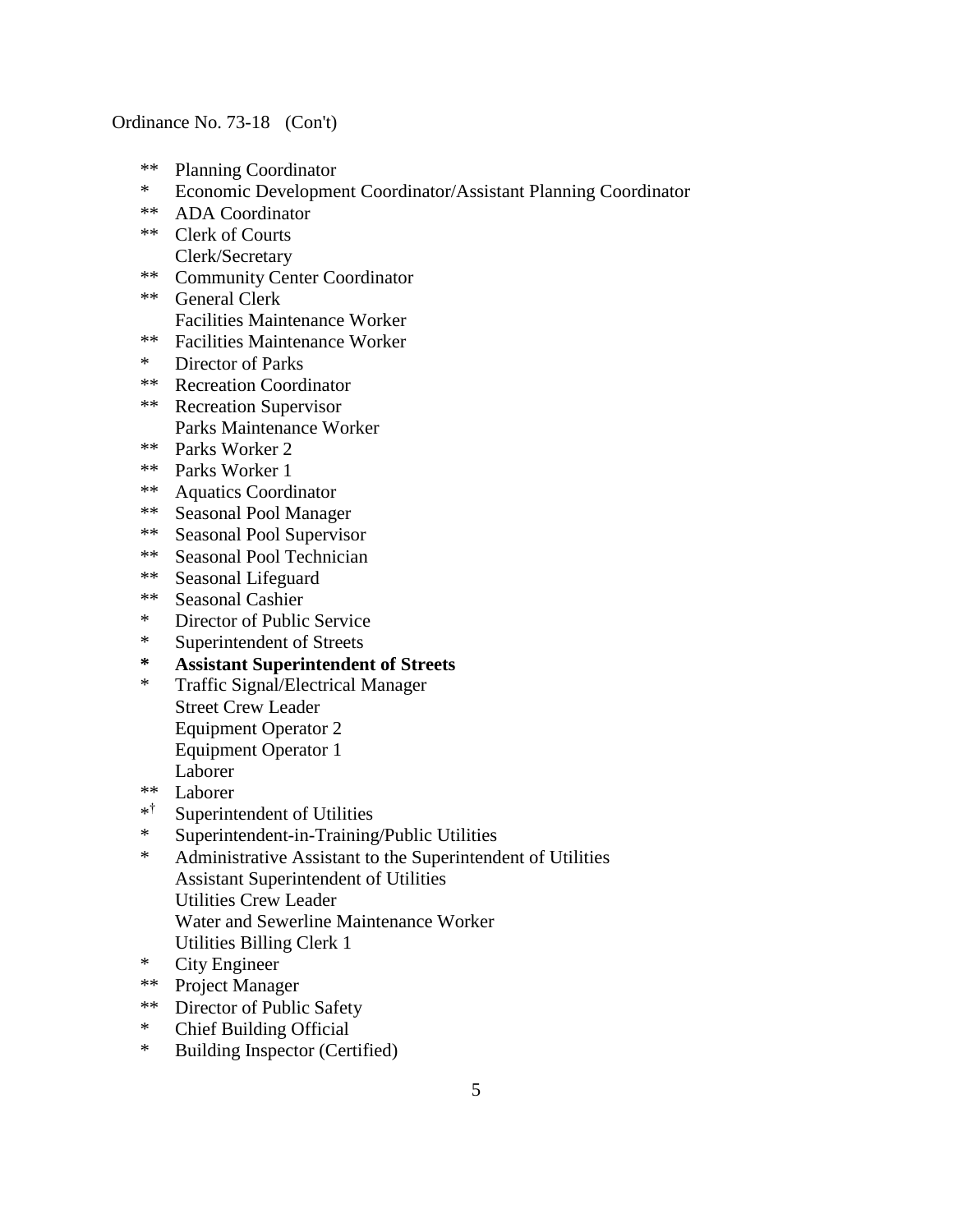Ordinance No. 73-18 (Con't)

- ** Planning Coordinator
- \* Economic Development Coordinator/Assistant Planning Coordinator
- ** ADA Coordinator
- ** Clerk of Courts
- Clerk/Secretary
- ** Community Center Coordinator
- ** General Clerk
- Facilities Maintenance Worker
- ** Facilities Maintenance Worker
- \* Director of Parks
- ** Recreation Coordinator
- ** Recreation Supervisor
- Parks Maintenance Worker
- ** Parks Worker 2
- ** Parks Worker 1
- ** Aquatics Coordinator
- ** Seasonal Pool Manager
- ** Seasonal Pool Supervisor
- ** Seasonal Pool Technician
- ** Seasonal Lifeguard
- ** Seasonal Cashier
- \* Director of Public Service
- \* Superintendent of Streets
- **\* Assistant Superintendent of Streets**
- \* Traffic Signal/Electrical Manager
- Street Crew Leader
- Equipment Operator 2
- Equipment Operator 1
- Laborer
- ** Laborer
- \*† Superintendent of Utilities
- \* Superintendent-in-Training/Public Utilities
- \* Administrative Assistant to the Superintendent of Utilities
- Assistant Superintendent of Utilities
- Utilities Crew Leader
- Water and Sewerline Maintenance Worker
- Utilities Billing Clerk 1
- \* City Engineer
- ** Project Manager
- ** Director of Public Safety
- \* Chief Building Official
- \* Building Inspector (Certified)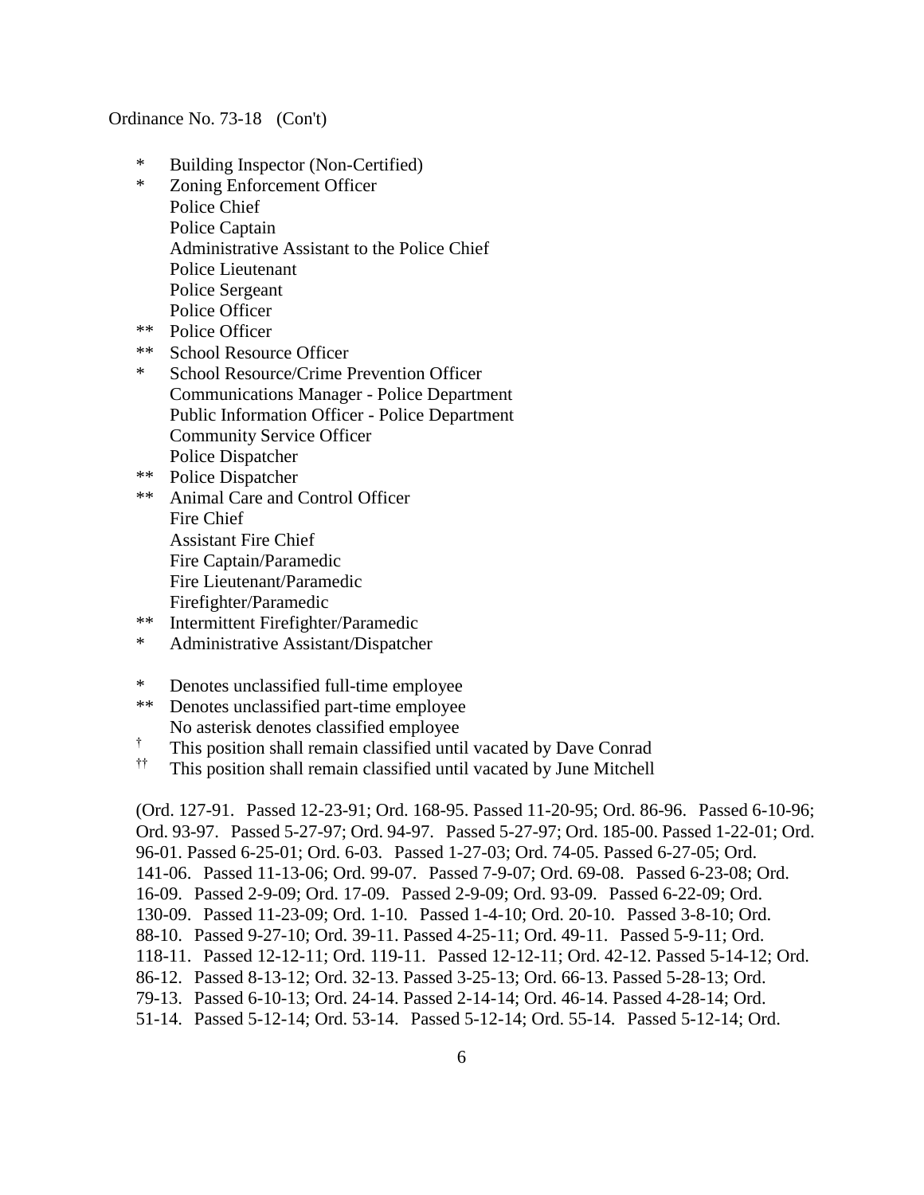Ordinance No. 73-18 (Con't)

*  Building Inspector (Non-Certified)
*  Zoning Enforcement Officer
   Police Chief
   Police Captain
   Administrative Assistant to the Police Chief
   Police Lieutenant
   Police Sergeant
   Police Officer
** Police Officer
** School Resource Officer
*  School Resource/Crime Prevention Officer
   Communications Manager - Police Department
   Public Information Officer - Police Department
   Community Service Officer
   Police Dispatcher
** Police Dispatcher
** Animal Care and Control Officer
   Fire Chief
   Assistant Fire Chief
   Fire Captain/Paramedic
   Fire Lieutenant/Paramedic
   Firefighter/Paramedic
** Intermittent Firefighter/Paramedic
*  Administrative Assistant/Dispatcher

*  Denotes unclassified full-time employee
** Denotes unclassified part-time employee
   No asterisk denotes classified employee
† This position shall remain classified until vacated by Dave Conrad
†† This position shall remain classified until vacated by June Mitchell

(Ord. 127-91. Passed 12-23-91; Ord. 168-95. Passed 11-20-95; Ord. 86-96. Passed 6-10-96; Ord. 93-97. Passed 5-27-97; Ord. 94-97. Passed 5-27-97; Ord. 185-00. Passed 1-22-01; Ord. 96-01. Passed 6-25-01; Ord. 6-03. Passed 1-27-03; Ord. 74-05. Passed 6-27-05; Ord. 141-06. Passed 11-13-06; Ord. 99-07. Passed 7-9-07; Ord. 69-08. Passed 6-23-08; Ord. 16-09. Passed 2-9-09; Ord. 17-09. Passed 2-9-09; Ord. 93-09. Passed 6-22-09; Ord. 130-09. Passed 11-23-09; Ord. 1-10. Passed 1-4-10; Ord. 20-10. Passed 3-8-10; Ord. 88-10. Passed 9-27-10; Ord. 39-11. Passed 4-25-11; Ord. 49-11. Passed 5-9-11; Ord. 118-11. Passed 12-12-11; Ord. 119-11. Passed 12-12-11; Ord. 42-12. Passed 5-14-12; Ord. 86-12. Passed 8-13-12; Ord. 32-13. Passed 3-25-13; Ord. 66-13. Passed 5-28-13; Ord. 79-13. Passed 6-10-13; Ord. 24-14. Passed 2-14-14; Ord. 46-14. Passed 4-28-14; Ord. 51-14. Passed 5-12-14; Ord. 53-14. Passed 5-12-14; Ord. 55-14. Passed 5-12-14; Ord.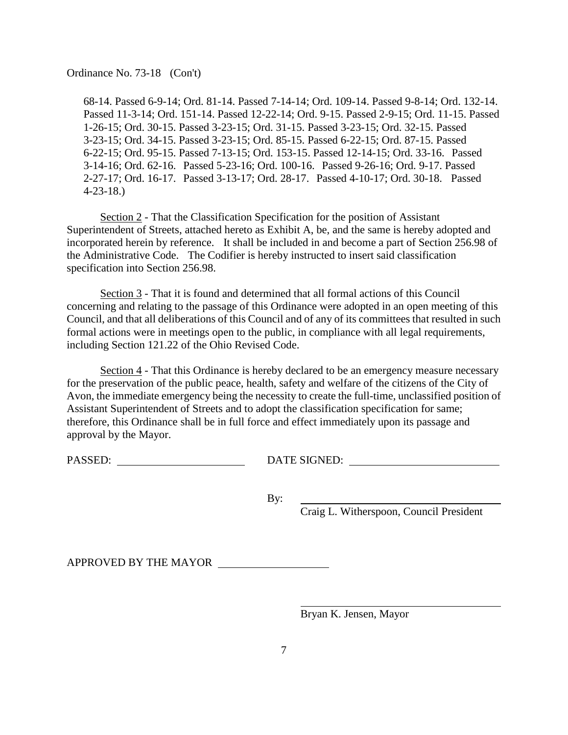Ordinance No. 73-18 (Con't)

68-14. Passed 6-9-14; Ord. 81-14. Passed 7-14-14; Ord. 109-14. Passed 9-8-14; Ord. 132-14. Passed 11-3-14; Ord. 151-14. Passed 12-22-14; Ord. 9-15. Passed 2-9-15; Ord. 11-15. Passed 1-26-15; Ord. 30-15. Passed 3-23-15; Ord. 31-15. Passed 3-23-15; Ord. 32-15. Passed 3-23-15; Ord. 34-15. Passed 3-23-15; Ord. 85-15. Passed 6-22-15; Ord. 87-15. Passed 6-22-15; Ord. 95-15. Passed 7-13-15; Ord. 153-15. Passed 12-14-15; Ord. 33-16. Passed 3-14-16; Ord. 62-16. Passed 5-23-16; Ord. 100-16. Passed 9-26-16; Ord. 9-17. Passed 2-27-17; Ord. 16-17. Passed 3-13-17; Ord. 28-17. Passed 4-10-17; Ord. 30-18. Passed 4-23-18.)

Section 2 - That the Classification Specification for the position of Assistant Superintendent of Streets, attached hereto as Exhibit A, be, and the same is hereby adopted and incorporated herein by reference. It shall be included in and become a part of Section 256.98 of the Administrative Code. The Codifier is hereby instructed to insert said classification specification into Section 256.98.

Section 3 - That it is found and determined that all formal actions of this Council concerning and relating to the passage of this Ordinance were adopted in an open meeting of this Council, and that all deliberations of this Council and of any of its committees that resulted in such formal actions were in meetings open to the public, in compliance with all legal requirements, including Section 121.22 of the Ohio Revised Code.

Section 4 - That this Ordinance is hereby declared to be an emergency measure necessary for the preservation of the public peace, health, safety and welfare of the citizens of the City of Avon, the immediate emergency being the necessity to create the full-time, unclassified position of Assistant Superintendent of Streets and to adopt the classification specification for same; therefore, this Ordinance shall be in full force and effect immediately upon its passage and approval by the Mayor.

PASSED: ____________________ DATE SIGNED: ________________________

By: ________________________________
Craig L. Witherspoon, Council President

APPROVED BY THE MAYOR __________________

________________________________
Bryan K. Jensen, Mayor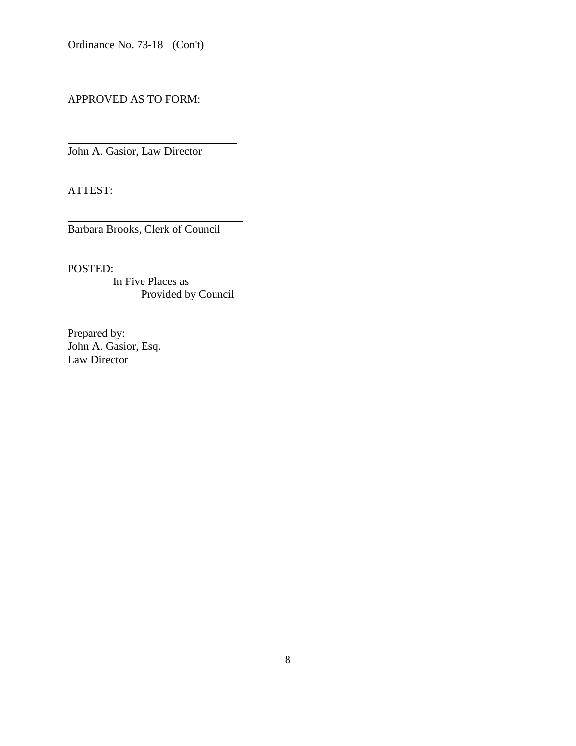Ordinance No. 73-18 (Con't)

APPROVED AS TO FORM:

\_\_\_\_\_\_\_\_\_\_\_\_\_\_\_\_\_\_\_\_\_\_\_\_\_\_\_\_\_\_\_\_
John A. Gasior, Law Director

ATTEST:

\_\_\_\_\_\_\_\_\_\_\_\_\_\_\_\_\_\_\_\_\_\_\_\_\_\_\_\_\_\_\_\_
Barbara Brooks, Clerk of Council

POSTED:\_\_\_\_\_\_\_\_\_\_\_\_\_\_\_\_\_\_\_\_\_\_\_\_
In Five Places as
Provided by Council

Prepared by:
John A. Gasior, Esq.
Law Director